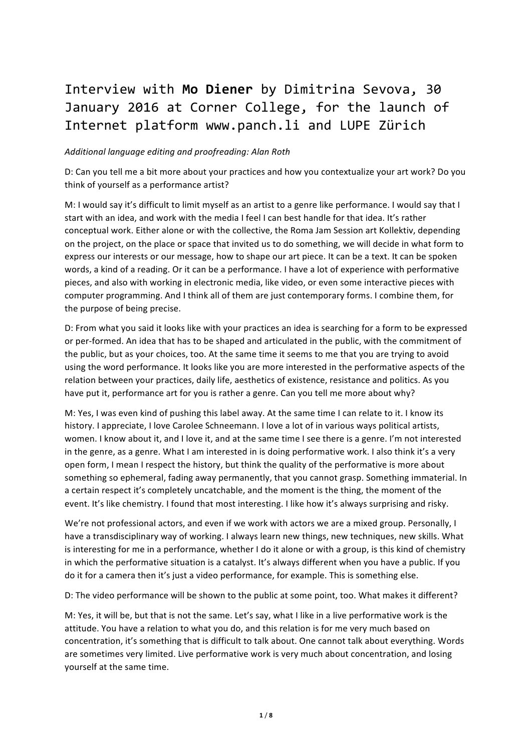# Interview with **Mo Diener** by Dimitrina Sevova, 30 January 2016 at Corner College, for the launch of Internet platform www.panch.li and LUPE Zürich

*Additional language editing and proofreading: Alan Roth*

D: Can you tell me a bit more about your practices and how you contextualize your art work? Do you think of yourself as a performance artist?

M: I would say it's difficult to limit myself as an artist to a genre like performance. I would say that I start with an idea, and work with the media I feel I can best handle for that idea. It's rather conceptual work. Either alone or with the collective, the Roma Jam Session art Kollektiv, depending on the project, on the place or space that invited us to do something, we will decide in what form to express our interests or our message, how to shape our art piece. It can be a text. It can be spoken words, a kind of a reading. Or it can be a performance. I have a lot of experience with performative pieces, and also with working in electronic media, like video, or even some interactive pieces with computer programming. And I think all of them are just contemporary forms. I combine them, for the purpose of being precise.

D: From what you said it looks like with your practices an idea is searching for a form to be expressed or per-formed. An idea that has to be shaped and articulated in the public, with the commitment of the public, but as your choices, too. At the same time it seems to me that you are trying to avoid using the word performance. It looks like you are more interested in the performative aspects of the relation between your practices, daily life, aesthetics of existence, resistance and politics. As you have put it, performance art for you is rather a genre. Can you tell me more about why?

M: Yes, I was even kind of pushing this label away. At the same time I can relate to it. I know its history. I appreciate, I love Carolee Schneemann. I love a lot of in various ways political artists, women. I know about it, and I love it, and at the same time I see there is a genre. I'm not interested in the genre, as a genre. What I am interested in is doing performative work. I also think it's a very open form, I mean I respect the history, but think the quality of the performative is more about something so ephemeral, fading away permanently, that you cannot grasp. Something immaterial. In a certain respect it's completely uncatchable, and the moment is the thing, the moment of the event. It's like chemistry. I found that most interesting. I like how it's always surprising and risky.

We're not professional actors, and even if we work with actors we are a mixed group. Personally, I have a transdisciplinary way of working. I always learn new things, new techniques, new skills. What is interesting for me in a performance, whether I do it alone or with a group, is this kind of chemistry in which the performative situation is a catalyst. It's always different when you have a public. If you do it for a camera then it's just a video performance, for example. This is something else.

D: The video performance will be shown to the public at some point, too. What makes it different?

M: Yes, it will be, but that is not the same. Let's say, what I like in a live performative work is the attitude. You have a relation to what you do, and this relation is for me very much based on concentration, it's something that is difficult to talk about. One cannot talk about everything. Words are sometimes very limited. Live performative work is very much about concentration, and losing yourself at the same time.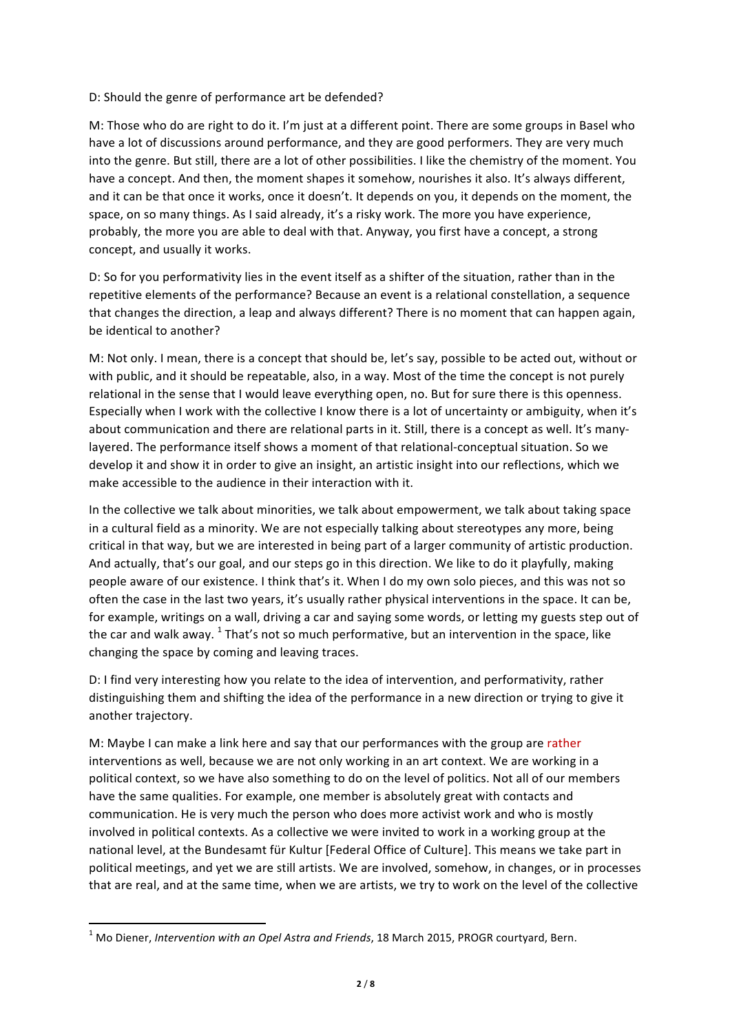D: Should the genre of performance art be defended?

M: Those who do are right to do it. I'm just at a different point. There are some groups in Basel who have a lot of discussions around performance, and they are good performers. They are very much into the genre. But still, there are a lot of other possibilities. I like the chemistry of the moment. You have a concept. And then, the moment shapes it somehow, nourishes it also. It's always different, and it can be that once it works, once it doesn't. It depends on you, it depends on the moment, the space, on so many things. As I said already, it's a risky work. The more you have experience, probably, the more you are able to deal with that. Anyway, you first have a concept, a strong concept, and usually it works.

D: So for you performativity lies in the event itself as a shifter of the situation, rather than in the repetitive elements of the performance? Because an event is a relational constellation, a sequence that changes the direction, a leap and always different? There is no moment that can happen again, be identical to another?

M: Not only. I mean, there is a concept that should be, let's say, possible to be acted out, without or with public, and it should be repeatable, also, in a way. Most of the time the concept is not purely relational in the sense that I would leave everything open, no. But for sure there is this openness. Especially when I work with the collective I know there is a lot of uncertainty or ambiguity, when it's about communication and there are relational parts in it. Still, there is a concept as well. It's many-layered. The performance itself shows a moment of that relational-conceptual situation. So we develop it and show it in order to give an insight, an artistic insight into our reflections, which we make accessible to the audience in their interaction with it.

In the collective we talk about minorities, we talk about empowerment, we talk about taking space in a cultural field as a minority. We are not especially talking about stereotypes any more, being critical in that way, but we are interested in being part of a larger community of artistic production. And actually, that's our goal, and our steps go in this direction. We like to do it playfully, making people aware of our existence. I think that's it. When I do my own solo pieces, and this was not so often the case in the last two years, it's usually rather physical interventions in the space. It can be, for example, writings on a wall, driving a car and saying some words, or letting my guests step out of the car and walk away. [1] That's not so much performative, but an intervention in the space, like changing the space by coming and leaving traces.

D: I find very interesting how you relate to the idea of intervention, and performativity, rather distinguishing them and shifting the idea of the performance in a new direction or trying to give it another trajectory.

M: Maybe I can make a link here and say that our performances with the group are rather interventions as well, because we are not only working in an art context. We are working in a political context, so we have also something to do on the level of politics. Not all of our members have the same qualities. For example, one member is absolutely great with contacts and communication. He is very much the person who does more activist work and who is mostly involved in political contexts. As a collective we were invited to work in a working group at the national level, at the Bundesamt für Kultur [Federal Office of Culture]. This means we take part in political meetings, and yet we are still artists. We are involved, somehow, in changes, or in processes that are real, and at the same time, when we are artists, we try to work on the level of the collective

---

[1] Mo Diener, *Intervention with an Opel Astra and Friends*, 18 March 2015, PROGR courtyard, Bern.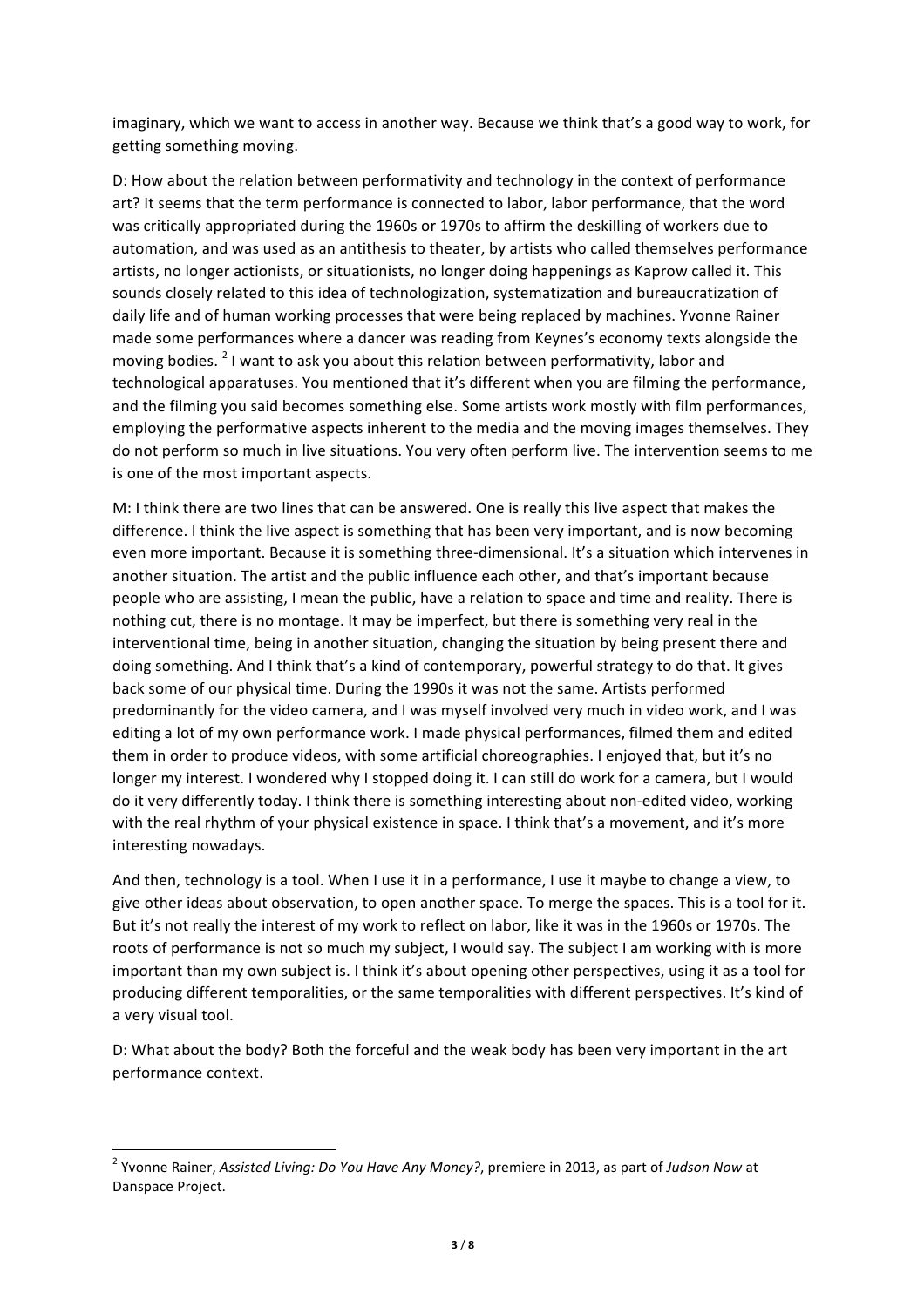imaginary, which we want to access in another way. Because we think that's a good way to work, for getting something moving.

D: How about the relation between performativity and technology in the context of performance art? It seems that the term performance is connected to labor, labor performance, that the word was critically appropriated during the 1960s or 1970s to affirm the deskilling of workers due to automation, and was used as an antithesis to theater, by artists who called themselves performance artists, no longer actionists, or situationists, no longer doing happenings as Kaprow called it. This sounds closely related to this idea of technologization, systematization and bureaucratization of daily life and of human working processes that were being replaced by machines. Yvonne Rainer made some performances where a dancer was reading from Keynes's economy texts alongside the moving bodies. [2] I want to ask you about this relation between performativity, labor and technological apparatuses. You mentioned that it's different when you are filming the performance, and the filming you said becomes something else. Some artists work mostly with film performances, employing the performative aspects inherent to the media and the moving images themselves. They do not perform so much in live situations. You very often perform live. The intervention seems to me is one of the most important aspects.

M: I think there are two lines that can be answered. One is really this live aspect that makes the difference. I think the live aspect is something that has been very important, and is now becoming even more important. Because it is something three-dimensional. It's a situation which intervenes in another situation. The artist and the public influence each other, and that's important because people who are assisting, I mean the public, have a relation to space and time and reality. There is nothing cut, there is no montage. It may be imperfect, but there is something very real in the interventional time, being in another situation, changing the situation by being present there and doing something. And I think that's a kind of contemporary, powerful strategy to do that. It gives back some of our physical time. During the 1990s it was not the same. Artists performed predominantly for the video camera, and I was myself involved very much in video work, and I was editing a lot of my own performance work. I made physical performances, filmed them and edited them in order to produce videos, with some artificial choreographies. I enjoyed that, but it's no longer my interest. I wondered why I stopped doing it. I can still do work for a camera, but I would do it very differently today. I think there is something interesting about non-edited video, working with the real rhythm of your physical existence in space. I think that's a movement, and it's more interesting nowadays.

And then, technology is a tool. When I use it in a performance, I use it maybe to change a view, to give other ideas about observation, to open another space. To merge the spaces. This is a tool for it. But it's not really the interest of my work to reflect on labor, like it was in the 1960s or 1970s. The roots of performance is not so much my subject, I would say. The subject I am working with is more important than my own subject is. I think it's about opening other perspectives, using it as a tool for producing different temporalities, or the same temporalities with different perspectives. It's kind of a very visual tool.

D: What about the body? Both the forceful and the weak body has been very important in the art performance context.

---

[2] Yvonne Rainer, *Assisted Living: Do You Have Any Money?*, premiere in 2013, as part of *Judson Now* at Danspace Project.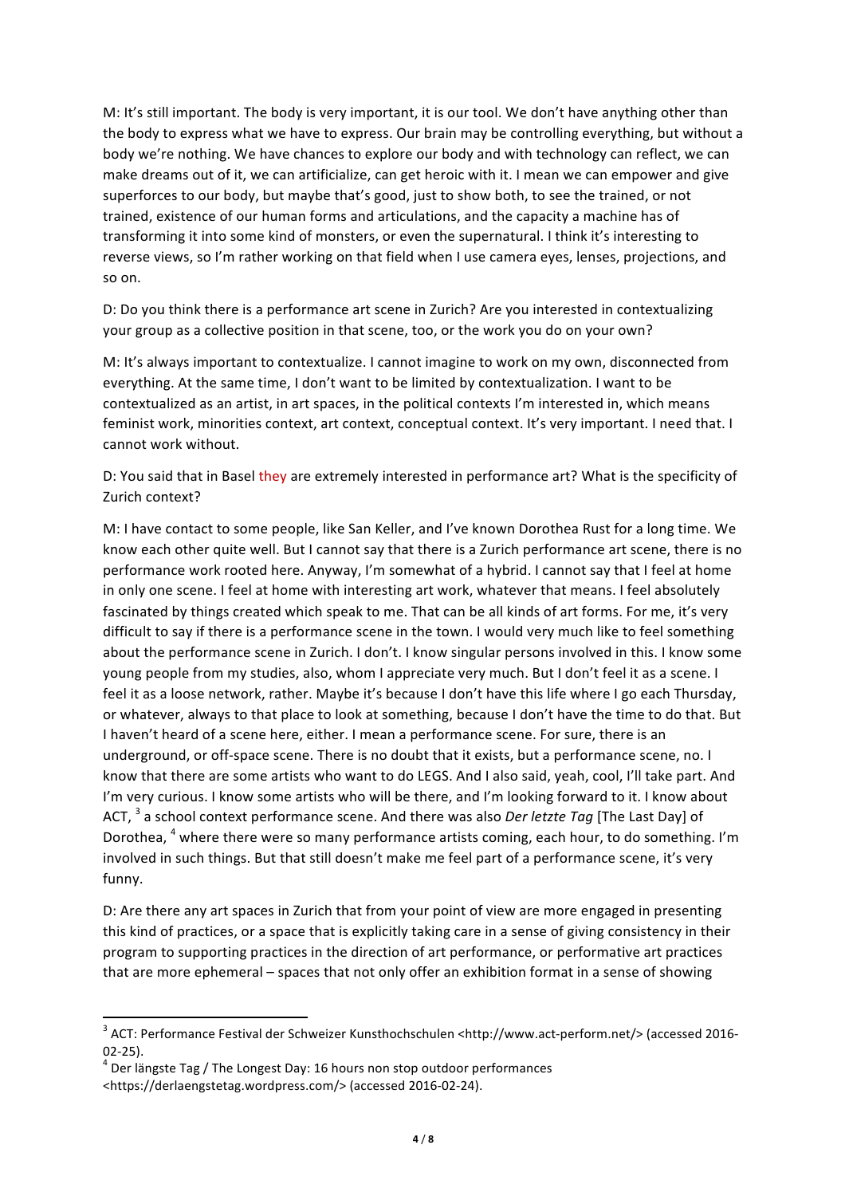M: It's still important. The body is very important, it is our tool. We don't have anything other than the body to express what we have to express. Our brain may be controlling everything, but without a body we're nothing. We have chances to explore our body and with technology can reflect, we can make dreams out of it, we can artificialize, can get heroic with it. I mean we can empower and give superforces to our body, but maybe that's good, just to show both, to see the trained, or not trained, existence of our human forms and articulations, and the capacity a machine has of transforming it into some kind of monsters, or even the supernatural. I think it's interesting to reverse views, so I'm rather working on that field when I use camera eyes, lenses, projections, and so on.

D: Do you think there is a performance art scene in Zurich? Are you interested in contextualizing your group as a collective position in that scene, too, or the work you do on your own?

M: It's always important to contextualize. I cannot imagine to work on my own, disconnected from everything. At the same time, I don't want to be limited by contextualization. I want to be contextualized as an artist, in art spaces, in the political contexts I'm interested in, which means feminist work, minorities context, art context, conceptual context. It's very important. I need that. I cannot work without.

D: You said that in Basel they are extremely interested in performance art? What is the specificity of Zurich context?

M: I have contact to some people, like San Keller, and I've known Dorothea Rust for a long time. We know each other quite well. But I cannot say that there is a Zurich performance art scene, there is no performance work rooted here. Anyway, I'm somewhat of a hybrid. I cannot say that I feel at home in only one scene. I feel at home with interesting art work, whatever that means. I feel absolutely fascinated by things created which speak to me. That can be all kinds of art forms. For me, it's very difficult to say if there is a performance scene in the town. I would very much like to feel something about the performance scene in Zurich. I don't. I know singular persons involved in this. I know some young people from my studies, also, whom I appreciate very much. But I don't feel it as a scene. I feel it as a loose network, rather. Maybe it's because I don't have this life where I go each Thursday, or whatever, always to that place to look at something, because I don't have the time to do that. But I haven't heard of a scene here, either. I mean a performance scene. For sure, there is an underground, or off-space scene. There is no doubt that it exists, but a performance scene, no. I know that there are some artists who want to do LEGS. And I also said, yeah, cool, I'll take part. And I'm very curious. I know some artists who will be there, and I'm looking forward to it. I know about ACT, [3] a school context performance scene. And there was also *Der letzte Tag* [The Last Day] of Dorothea, [4] where there were so many performance artists coming, each hour, to do something. I'm involved in such things. But that still doesn't make me feel part of a performance scene, it's very funny.

D: Are there any art spaces in Zurich that from your point of view are more engaged in presenting this kind of practices, or a space that is explicitly taking care in a sense of giving consistency in their program to supporting practices in the direction of art performance, or performative art practices that are more ephemeral – spaces that not only offer an exhibition format in a sense of showing

---

[3] ACT: Performance Festival der Schweizer Kunsthochschulen <http://www.act-perform.net/> (accessed 2016-02-25).

[4] Der längste Tag / The Longest Day: 16 hours non stop outdoor performances <https://derlaengstetag.wordpress.com/> (accessed 2016-02-24).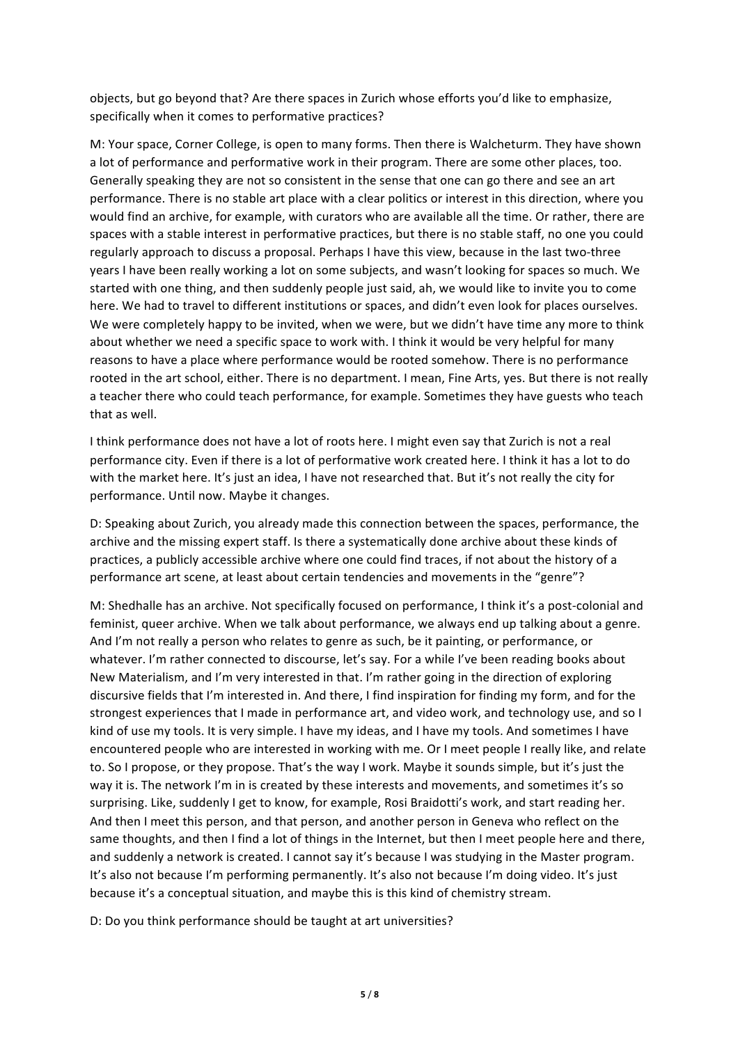objects, but go beyond that? Are there spaces in Zurich whose efforts you'd like to emphasize, specifically when it comes to performative practices?

M: Your space, Corner College, is open to many forms. Then there is Walcheturm. They have shown a lot of performance and performative work in their program. There are some other places, too. Generally speaking they are not so consistent in the sense that one can go there and see an art performance. There is no stable art place with a clear politics or interest in this direction, where you would find an archive, for example, with curators who are available all the time. Or rather, there are spaces with a stable interest in performative practices, but there is no stable staff, no one you could regularly approach to discuss a proposal. Perhaps I have this view, because in the last two-three years I have been really working a lot on some subjects, and wasn't looking for spaces so much. We started with one thing, and then suddenly people just said, ah, we would like to invite you to come here. We had to travel to different institutions or spaces, and didn't even look for places ourselves. We were completely happy to be invited, when we were, but we didn't have time any more to think about whether we need a specific space to work with. I think it would be very helpful for many reasons to have a place where performance would be rooted somehow. There is no performance rooted in the art school, either. There is no department. I mean, Fine Arts, yes. But there is not really a teacher there who could teach performance, for example. Sometimes they have guests who teach that as well.

I think performance does not have a lot of roots here. I might even say that Zurich is not a real performance city. Even if there is a lot of performative work created here. I think it has a lot to do with the market here. It's just an idea, I have not researched that. But it's not really the city for performance. Until now. Maybe it changes.

D: Speaking about Zurich, you already made this connection between the spaces, performance, the archive and the missing expert staff. Is there a systematically done archive about these kinds of practices, a publicly accessible archive where one could find traces, if not about the history of a performance art scene, at least about certain tendencies and movements in the "genre"?

M: Shedhalle has an archive. Not specifically focused on performance, I think it's a post-colonial and feminist, queer archive. When we talk about performance, we always end up talking about a genre. And I'm not really a person who relates to genre as such, be it painting, or performance, or whatever. I'm rather connected to discourse, let's say. For a while I've been reading books about New Materialism, and I'm very interested in that. I'm rather going in the direction of exploring discursive fields that I'm interested in. And there, I find inspiration for finding my form, and for the strongest experiences that I made in performance art, and video work, and technology use, and so I kind of use my tools. It is very simple. I have my ideas, and I have my tools. And sometimes I have encountered people who are interested in working with me. Or I meet people I really like, and relate to. So I propose, or they propose. That's the way I work. Maybe it sounds simple, but it's just the way it is. The network I'm in is created by these interests and movements, and sometimes it's so surprising. Like, suddenly I get to know, for example, Rosi Braidotti's work, and start reading her. And then I meet this person, and that person, and another person in Geneva who reflect on the same thoughts, and then I find a lot of things in the Internet, but then I meet people here and there, and suddenly a network is created. I cannot say it's because I was studying in the Master program. It's also not because I'm performing permanently. It's also not because I'm doing video. It's just because it's a conceptual situation, and maybe this is this kind of chemistry stream.

D: Do you think performance should be taught at art universities?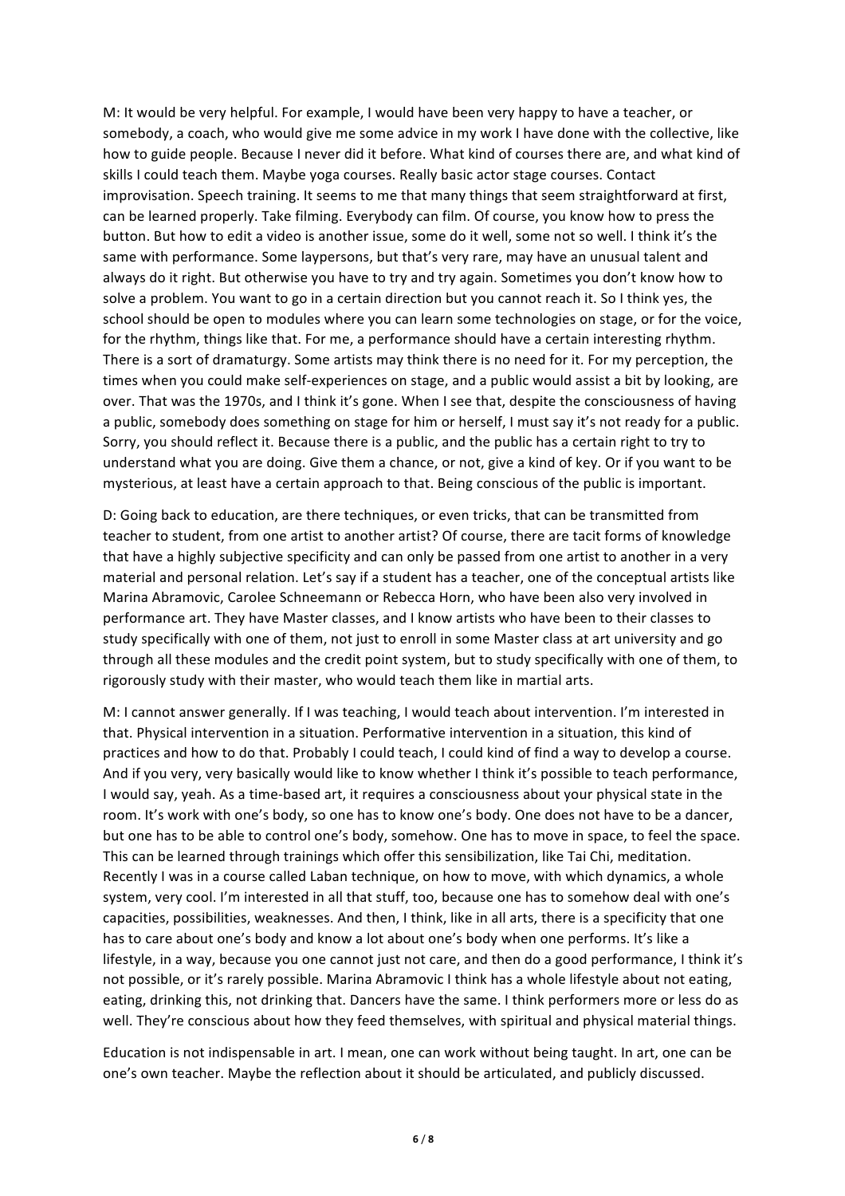M: It would be very helpful. For example, I would have been very happy to have a teacher, or somebody, a coach, who would give me some advice in my work I have done with the collective, like how to guide people. Because I never did it before. What kind of courses there are, and what kind of skills I could teach them. Maybe yoga courses. Really basic actor stage courses. Contact improvisation. Speech training. It seems to me that many things that seem straightforward at first, can be learned properly. Take filming. Everybody can film. Of course, you know how to press the button. But how to edit a video is another issue, some do it well, some not so well. I think it's the same with performance. Some laypersons, but that's very rare, may have an unusual talent and always do it right. But otherwise you have to try and try again. Sometimes you don't know how to solve a problem. You want to go in a certain direction but you cannot reach it. So I think yes, the school should be open to modules where you can learn some technologies on stage, or for the voice, for the rhythm, things like that. For me, a performance should have a certain interesting rhythm. There is a sort of dramaturgy. Some artists may think there is no need for it. For my perception, the times when you could make self-experiences on stage, and a public would assist a bit by looking, are over. That was the 1970s, and I think it's gone. When I see that, despite the consciousness of having a public, somebody does something on stage for him or herself, I must say it's not ready for a public. Sorry, you should reflect it. Because there is a public, and the public has a certain right to try to understand what you are doing. Give them a chance, or not, give a kind of key. Or if you want to be mysterious, at least have a certain approach to that. Being conscious of the public is important.

D: Going back to education, are there techniques, or even tricks, that can be transmitted from teacher to student, from one artist to another artist? Of course, there are tacit forms of knowledge that have a highly subjective specificity and can only be passed from one artist to another in a very material and personal relation. Let's say if a student has a teacher, one of the conceptual artists like Marina Abramovic, Carolee Schneemann or Rebecca Horn, who have been also very involved in performance art. They have Master classes, and I know artists who have been to their classes to study specifically with one of them, not just to enroll in some Master class at art university and go through all these modules and the credit point system, but to study specifically with one of them, to rigorously study with their master, who would teach them like in martial arts.

M: I cannot answer generally. If I was teaching, I would teach about intervention. I'm interested in that. Physical intervention in a situation. Performative intervention in a situation, this kind of practices and how to do that. Probably I could teach, I could kind of find a way to develop a course. And if you very, very basically would like to know whether I think it's possible to teach performance, I would say, yeah. As a time-based art, it requires a consciousness about your physical state in the room. It's work with one's body, so one has to know one's body. One does not have to be a dancer, but one has to be able to control one's body, somehow. One has to move in space, to feel the space. This can be learned through trainings which offer this sensibilization, like Tai Chi, meditation. Recently I was in a course called Laban technique, on how to move, with which dynamics, a whole system, very cool. I'm interested in all that stuff, too, because one has to somehow deal with one's capacities, possibilities, weaknesses. And then, I think, like in all arts, there is a specificity that one has to care about one's body and know a lot about one's body when one performs. It's like a lifestyle, in a way, because you one cannot just not care, and then do a good performance, I think it's not possible, or it's rarely possible. Marina Abramovic I think has a whole lifestyle about not eating, eating, drinking this, not drinking that. Dancers have the same. I think performers more or less do as well. They're conscious about how they feed themselves, with spiritual and physical material things.

Education is not indispensable in art. I mean, one can work without being taught. In art, one can be one's own teacher. Maybe the reflection about it should be articulated, and publicly discussed.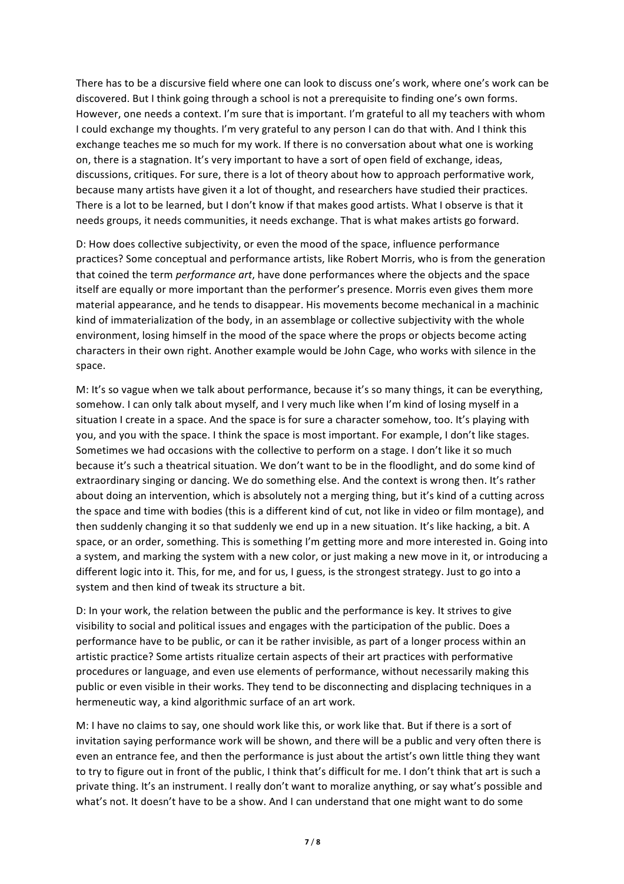There has to be a discursive field where one can look to discuss one's work, where one's work can be discovered. But I think going through a school is not a prerequisite to finding one's own forms. However, one needs a context. I'm sure that is important. I'm grateful to all my teachers with whom I could exchange my thoughts. I'm very grateful to any person I can do that with. And I think this exchange teaches me so much for my work. If there is no conversation about what one is working on, there is a stagnation. It's very important to have a sort of open field of exchange, ideas, discussions, critiques. For sure, there is a lot of theory about how to approach performative work, because many artists have given it a lot of thought, and researchers have studied their practices. There is a lot to be learned, but I don't know if that makes good artists. What I observe is that it needs groups, it needs communities, it needs exchange. That is what makes artists go forward.

D: How does collective subjectivity, or even the mood of the space, influence performance practices? Some conceptual and performance artists, like Robert Morris, who is from the generation that coined the term *performance art*, have done performances where the objects and the space itself are equally or more important than the performer's presence. Morris even gives them more material appearance, and he tends to disappear. His movements become mechanical in a machinic kind of immaterialization of the body, in an assemblage or collective subjectivity with the whole environment, losing himself in the mood of the space where the props or objects become acting characters in their own right. Another example would be John Cage, who works with silence in the space.

M: It's so vague when we talk about performance, because it's so many things, it can be everything, somehow. I can only talk about myself, and I very much like when I'm kind of losing myself in a situation I create in a space. And the space is for sure a character somehow, too. It's playing with you, and you with the space. I think the space is most important. For example, I don't like stages. Sometimes we had occasions with the collective to perform on a stage. I don't like it so much because it's such a theatrical situation. We don't want to be in the floodlight, and do some kind of extraordinary singing or dancing. We do something else. And the context is wrong then. It's rather about doing an intervention, which is absolutely not a merging thing, but it's kind of a cutting across the space and time with bodies (this is a different kind of cut, not like in video or film montage), and then suddenly changing it so that suddenly we end up in a new situation. It's like hacking, a bit. A space, or an order, something. This is something I'm getting more and more interested in. Going into a system, and marking the system with a new color, or just making a new move in it, or introducing a different logic into it. This, for me, and for us, I guess, is the strongest strategy. Just to go into a system and then kind of tweak its structure a bit.

D: In your work, the relation between the public and the performance is key. It strives to give visibility to social and political issues and engages with the participation of the public. Does a performance have to be public, or can it be rather invisible, as part of a longer process within an artistic practice? Some artists ritualize certain aspects of their art practices with performative procedures or language, and even use elements of performance, without necessarily making this public or even visible in their works. They tend to be disconnecting and displacing techniques in a hermeneutic way, a kind algorithmic surface of an art work.

M: I have no claims to say, one should work like this, or work like that. But if there is a sort of invitation saying performance work will be shown, and there will be a public and very often there is even an entrance fee, and then the performance is just about the artist's own little thing they want to try to figure out in front of the public, I think that's difficult for me. I don't think that art is such a private thing. It's an instrument. I really don't want to moralize anything, or say what's possible and what's not. It doesn't have to be a show. And I can understand that one might want to do some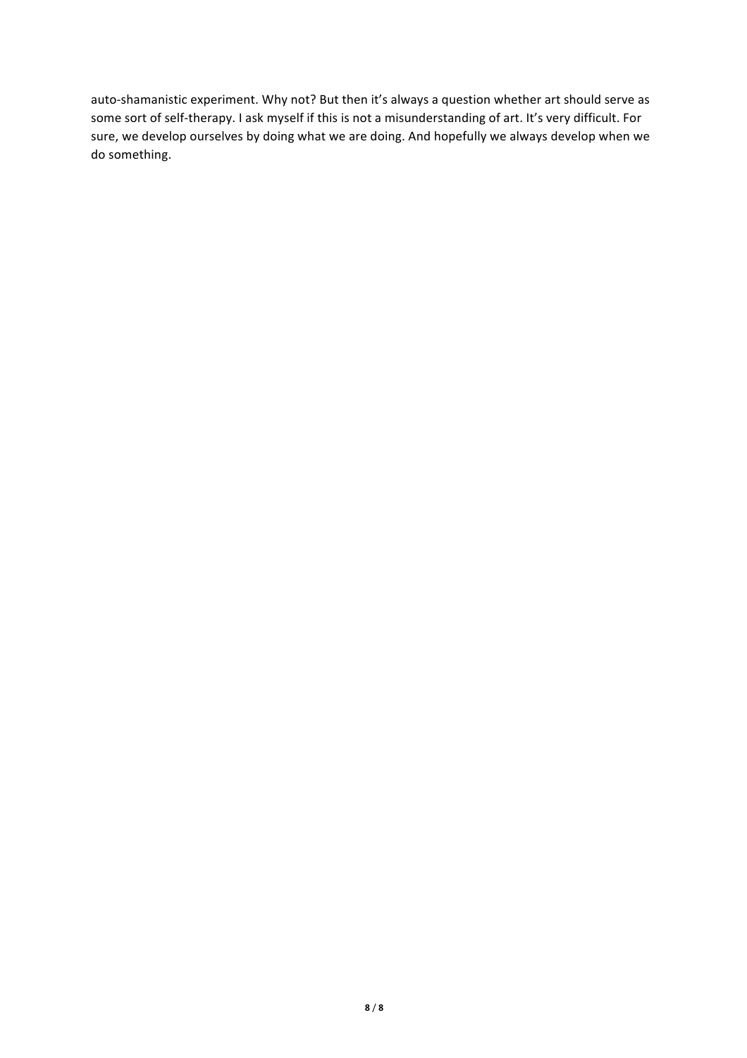auto-shamanistic experiment. Why not? But then it's always a question whether art should serve as some sort of self-therapy. I ask myself if this is not a misunderstanding of art. It's very difficult. For sure, we develop ourselves by doing what we are doing. And hopefully we always develop when we do something.